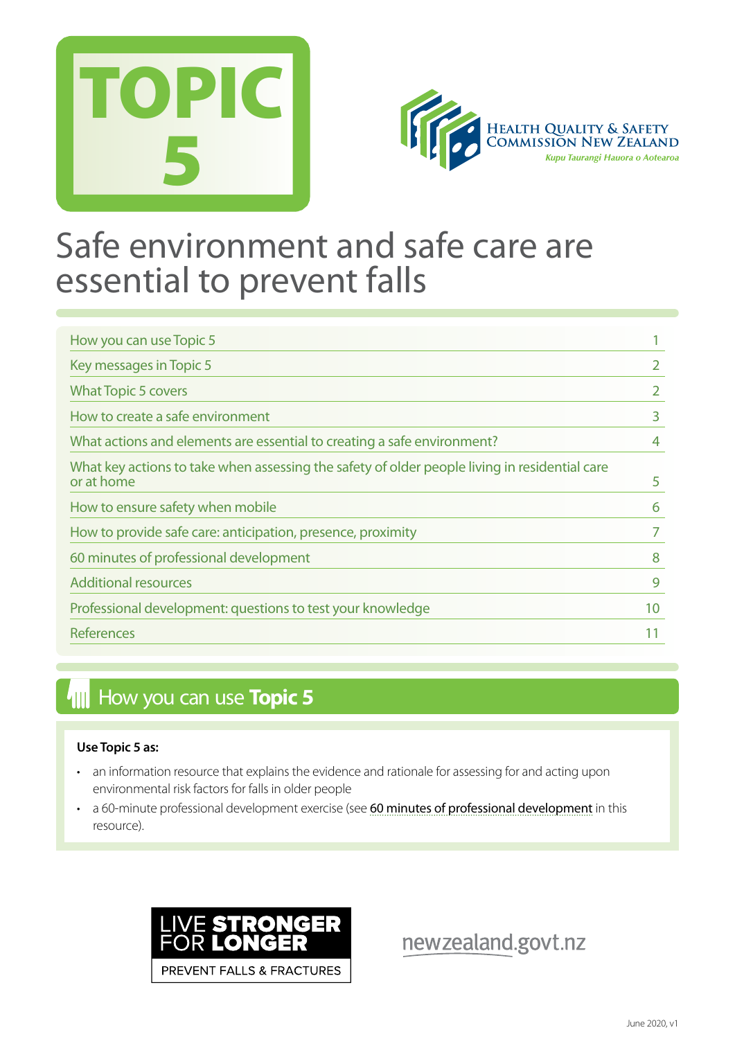# TOPIC 5

HEALTH QUALITY & SAFETY COMMISSION NEW ZEALAND

*Kupu Taurangi Hauora o Aotearoa*

# Safe environment and safe care are essential to prevent falls

| | |
|---|---|
| How you can use Topic 5 | 1 |
| Key messages in Topic 5 | 2 |
| What Topic 5 covers | 2 |
| How to create a safe environment | 3 |
| What actions and elements are essential to creating a safe environment? | 4 |
| What key actions to take when assessing the safety of older people living in residential care or at home | 5 |
| How to ensure safety when mobile | 6 |
| How to provide safe care: anticipation, presence, proximity | 7 |
| 60 minutes of professional development | 8 |
| Additional resources | 9 |
| Professional development: questions to test your knowledge | 10 |
| References | 11 |

## How you can use **Topic 5**

**Use Topic 5 as:**

- an information resource that explains the evidence and rationale for assessing for and acting upon environmental risk factors for falls in older people
- a 60-minute professional development exercise (see 60 minutes of professional development in this resource).

LIVE STRONGER FOR LONGER
PREVENT FALLS & FRACTURES

newzealand.govt.nz

June 2020, v1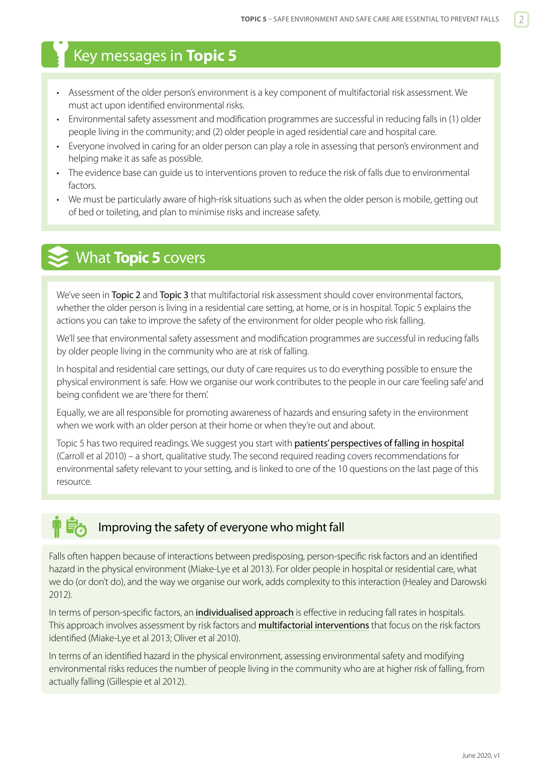## Key messages in **Topic 5**

- Assessment of the older person's environment is a key component of multifactorial risk assessment. We must act upon identified environmental risks.
- Environmental safety assessment and modification programmes are successful in reducing falls in (1) older people living in the community; and (2) older people in aged residential care and hospital care.
- Everyone involved in caring for an older person can play a role in assessing that person's environment and helping make it as safe as possible.
- The evidence base can guide us to interventions proven to reduce the risk of falls due to environmental factors.
- We must be particularly aware of high-risk situations such as when the older person is mobile, getting out of bed or toileting, and plan to minimise risks and increase safety.

## What **Topic 5** covers

We've seen in Topic 2 and Topic 3 that multifactorial risk assessment should cover environmental factors, whether the older person is living in a residential care setting, at home, or is in hospital. Topic 5 explains the actions you can take to improve the safety of the environment for older people who risk falling.

We'll see that environmental safety assessment and modification programmes are successful in reducing falls by older people living in the community who are at risk of falling.

In hospital and residential care settings, our duty of care requires us to do everything possible to ensure the physical environment is safe. How we organise our work contributes to the people in our care 'feeling safe' and being confident we are 'there for them'.

Equally, we are all responsible for promoting awareness of hazards and ensuring safety in the environment when we work with an older person at their home or when they're out and about.

Topic 5 has two required readings. We suggest you start with patients' perspectives of falling in hospital (Carroll et al 2010) – a short, qualitative study. The second required reading covers recommendations for environmental safety relevant to your setting, and is linked to one of the 10 questions on the last page of this resource.

### Improving the safety of everyone who might fall

Falls often happen because of interactions between predisposing, person-specific risk factors and an identified hazard in the physical environment (Miake-Lye et al 2013). For older people in hospital or residential care, what we do (or don't do), and the way we organise our work, adds complexity to this interaction (Healey and Darowski 2012).

In terms of person-specific factors, an individualised approach is effective in reducing fall rates in hospitals. This approach involves assessment by risk factors and multifactorial interventions that focus on the risk factors identified (Miake-Lye et al 2013; Oliver et al 2010).

In terms of an identified hazard in the physical environment, assessing environmental safety and modifying environmental risks reduces the number of people living in the community who are at higher risk of falling, from actually falling (Gillespie et al 2012).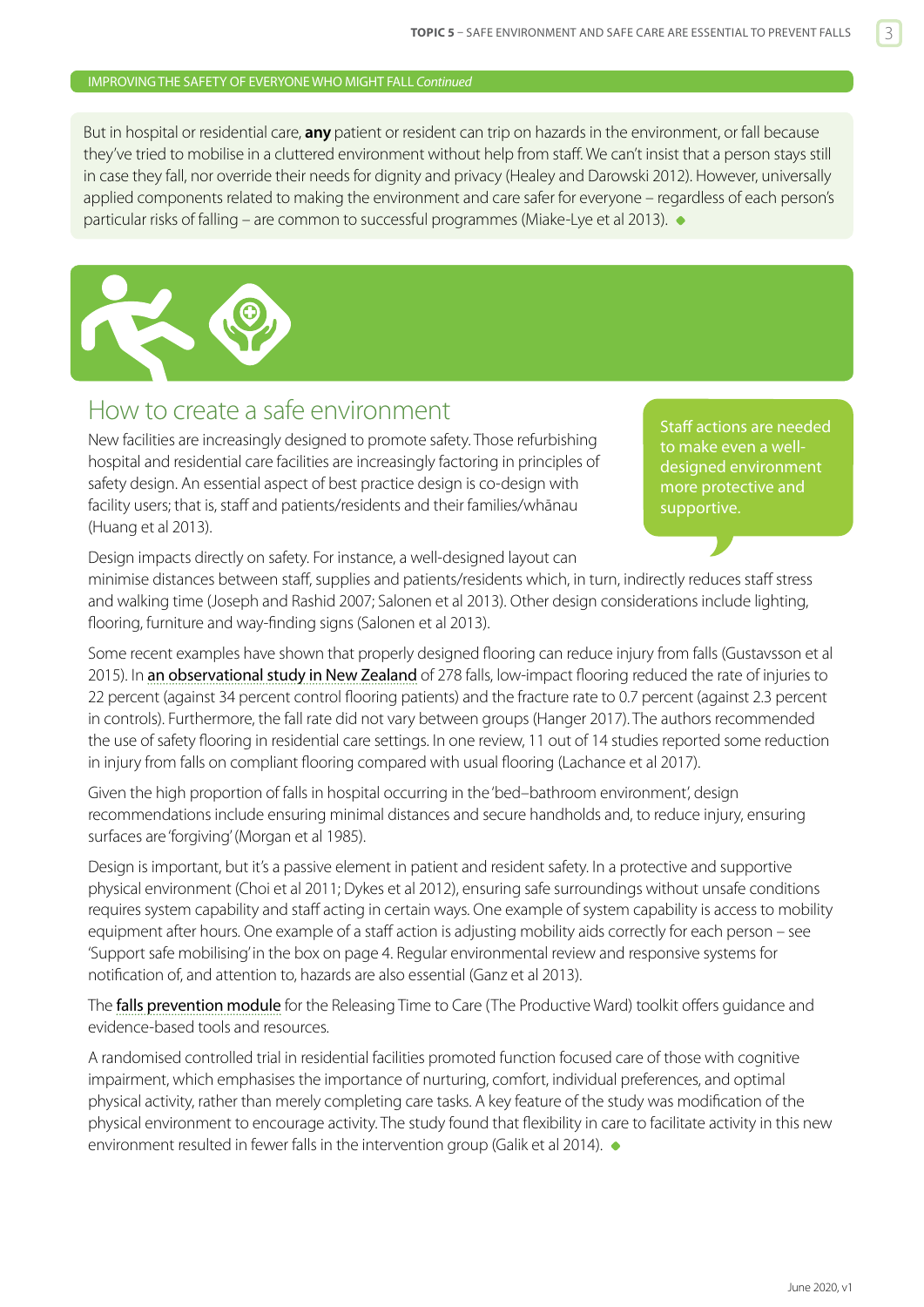IMPROVING THE SAFETY OF EVERYONE WHO MIGHT FALL *Continued*

But in hospital or residential care, **any** patient or resident can trip on hazards in the environment, or fall because they've tried to mobilise in a cluttered environment without help from staff. We can't insist that a person stays still in case they fall, nor override their needs for dignity and privacy (Healey and Darowski 2012). However, universally applied components related to making the environment and care safer for everyone – regardless of each person's particular risks of falling – are common to successful programmes (Miake-Lye et al 2013).

## How to create a safe environment

> Staff actions are needed to make even a well-designed environment more protective and supportive.

New facilities are increasingly designed to promote safety. Those refurbishing hospital and residential care facilities are increasingly factoring in principles of safety design. An essential aspect of best practice design is co-design with facility users; that is, staff and patients/residents and their families/whānau (Huang et al 2013).

Design impacts directly on safety. For instance, a well-designed layout can minimise distances between staff, supplies and patients/residents which, in turn, indirectly reduces staff stress and walking time (Joseph and Rashid 2007; Salonen et al 2013). Other design considerations include lighting, flooring, furniture and way-finding signs (Salonen et al 2013).

Some recent examples have shown that properly designed flooring can reduce injury from falls (Gustavsson et al 2015). In an observational study in New Zealand of 278 falls, low-impact flooring reduced the rate of injuries to 22 percent (against 34 percent control flooring patients) and the fracture rate to 0.7 percent (against 2.3 percent in controls). Furthermore, the fall rate did not vary between groups (Hanger 2017). The authors recommended the use of safety flooring in residential care settings. In one review, 11 out of 14 studies reported some reduction in injury from falls on compliant flooring compared with usual flooring (Lachance et al 2017).

Given the high proportion of falls in hospital occurring in the 'bed–bathroom environment', design recommendations include ensuring minimal distances and secure handholds and, to reduce injury, ensuring surfaces are 'forgiving' (Morgan et al 1985).

Design is important, but it's a passive element in patient and resident safety. In a protective and supportive physical environment (Choi et al 2011; Dykes et al 2012), ensuring safe surroundings without unsafe conditions requires system capability and staff acting in certain ways. One example of system capability is access to mobility equipment after hours. One example of a staff action is adjusting mobility aids correctly for each person – see 'Support safe mobilising' in the box on page 4. Regular environmental review and responsive systems for notification of, and attention to, hazards are also essential (Ganz et al 2013).

The falls prevention module for the Releasing Time to Care (The Productive Ward) toolkit offers guidance and evidence-based tools and resources.

A randomised controlled trial in residential facilities promoted function focused care of those with cognitive impairment, which emphasises the importance of nurturing, comfort, individual preferences, and optimal physical activity, rather than merely completing care tasks. A key feature of the study was modification of the physical environment to encourage activity. The study found that flexibility in care to facilitate activity in this new environment resulted in fewer falls in the intervention group (Galik et al 2014).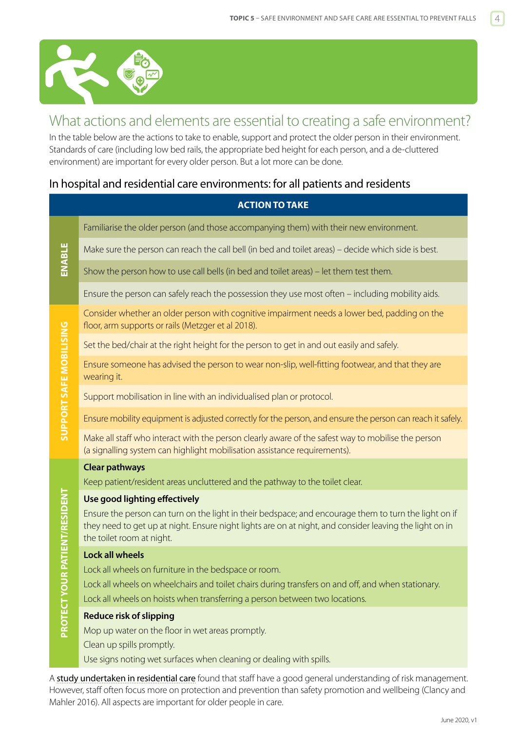## What actions and elements are essential to creating a safe environment?

In the table below are the actions to take to enable, support and protect the older person in their environment. Standards of care (including low bed rails, the appropriate bed height for each person, and a de-cluttered environment) are important for every older person. But a lot more can be done.

### In hospital and residential care environments: for all patients and residents

| | ACTION TO TAKE |
|---|---|
| ENABLE | Familiarise the older person (and those accompanying them) with their new environment. |
| | Make sure the person can reach the call bell (in bed and toilet areas) – decide which side is best. |
| | Show the person how to use call bells (in bed and toilet areas) – let them test them. |
| | Ensure the person can safely reach the possession they use most often – including mobility aids. |
| SUPPORT SAFE MOBILISING | Consider whether an older person with cognitive impairment needs a lower bed, padding on the floor, arm supports or rails (Metzger et al 2018). |
| | Set the bed/chair at the right height for the person to get in and out easily and safely. |
| | Ensure someone has advised the person to wear non-slip, well-fitting footwear, and that they are wearing it. |
| | Support mobilisation in line with an individualised plan or protocol. |
| | Ensure mobility equipment is adjusted correctly for the person, and ensure the person can reach it safely. |
| | Make all staff who interact with the person clearly aware of the safest way to mobilise the person (a signalling system can highlight mobilisation assistance requirements). |
| PROTECT YOUR PATIENT/RESIDENT | **Clear pathways**<br>Keep patient/resident areas uncluttered and the pathway to the toilet clear. |
| | **Use good lighting effectively**<br>Ensure the person can turn on the light in their bedspace; and encourage them to turn the light on if they need to get up at night. Ensure night lights are on at night, and consider leaving the light on in the toilet room at night. |
| | **Lock all wheels**<br>Lock all wheels on furniture in the bedspace or room.<br>Lock all wheels on wheelchairs and toilet chairs during transfers on and off, and when stationary.<br>Lock all wheels on hoists when transferring a person between two locations. |
| | **Reduce risk of slipping**<br>Mop up water on the floor in wet areas promptly.<br>Clean up spills promptly.<br>Use signs noting wet surfaces when cleaning or dealing with spills. |

A study undertaken in residential care found that staff have a good general understanding of risk management. However, staff often focus more on protection and prevention than safety promotion and wellbeing (Clancy and Mahler 2016). All aspects are important for older people in care.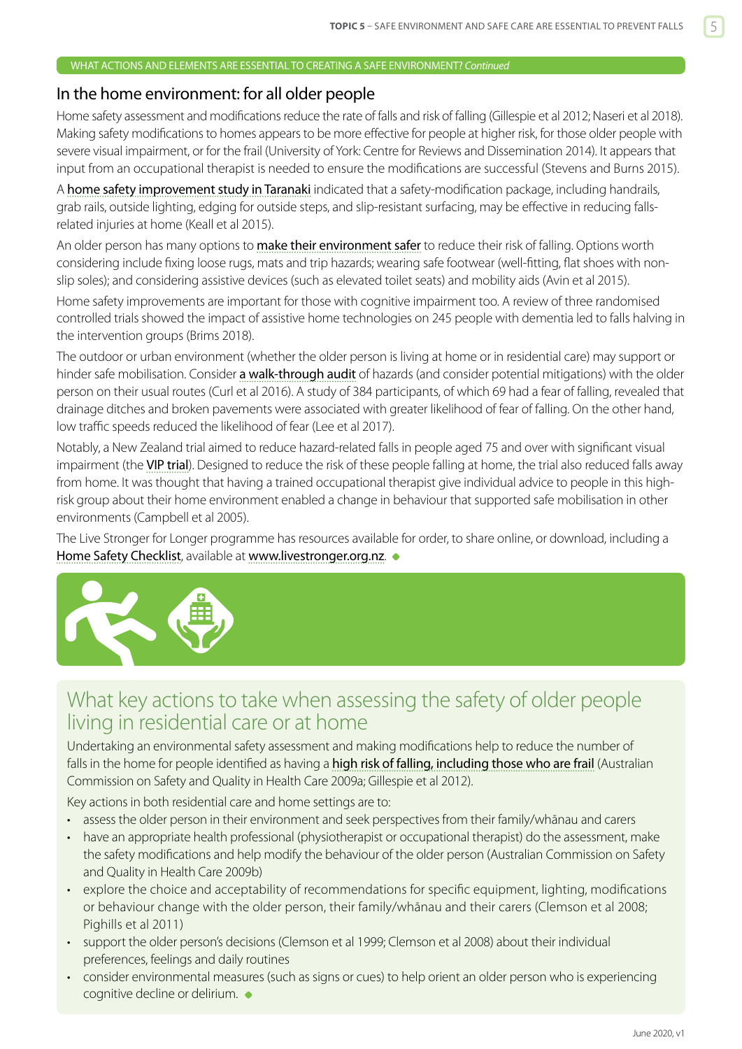WHAT ACTIONS AND ELEMENTS ARE ESSENTIAL TO CREATING A SAFE ENVIRONMENT? *Continued*

## In the home environment: for all older people

Home safety assessment and modifications reduce the rate of falls and risk of falling (Gillespie et al 2012; Naseri et al 2018). Making safety modifications to homes appears to be more effective for people at higher risk, for those older people with severe visual impairment, or for the frail (University of York: Centre for Reviews and Dissemination 2014). It appears that input from an occupational therapist is needed to ensure the modifications are successful (Stevens and Burns 2015).

A home safety improvement study in Taranaki indicated that a safety-modification package, including handrails, grab rails, outside lighting, edging for outside steps, and slip-resistant surfacing, may be effective in reducing falls-related injuries at home (Keall et al 2015).

An older person has many options to make their environment safer to reduce their risk of falling. Options worth considering include fixing loose rugs, mats and trip hazards; wearing safe footwear (well-fitting, flat shoes with non-slip soles); and considering assistive devices (such as elevated toilet seats) and mobility aids (Avin et al 2015).

Home safety improvements are important for those with cognitive impairment too. A review of three randomised controlled trials showed the impact of assistive home technologies on 245 people with dementia led to falls halving in the intervention groups (Brims 2018).

The outdoor or urban environment (whether the older person is living at home or in residential care) may support or hinder safe mobilisation. Consider a walk-through audit of hazards (and consider potential mitigations) with the older person on their usual routes (Curl et al 2016). A study of 384 participants, of which 69 had a fear of falling, revealed that drainage ditches and broken pavements were associated with greater likelihood of fear of falling. On the other hand, low traffic speeds reduced the likelihood of fear (Lee et al 2017).

Notably, a New Zealand trial aimed to reduce hazard-related falls in people aged 75 and over with significant visual impairment (the VIP trial). Designed to reduce the risk of these people falling at home, the trial also reduced falls away from home. It was thought that having a trained occupational therapist give individual advice to people in this high-risk group about their home environment enabled a change in behaviour that supported safe mobilisation in other environments (Campbell et al 2005).

The Live Stronger for Longer programme has resources available for order, to share online, or download, including a Home Safety Checklist, available at www.livestronger.org.nz.

## What key actions to take when assessing the safety of older people living in residential care or at home

Undertaking an environmental safety assessment and making modifications help to reduce the number of falls in the home for people identified as having a high risk of falling, including those who are frail (Australian Commission on Safety and Quality in Health Care 2009a; Gillespie et al 2012).

Key actions in both residential care and home settings are to:

- assess the older person in their environment and seek perspectives from their family/whānau and carers
- have an appropriate health professional (physiotherapist or occupational therapist) do the assessment, make the safety modifications and help modify the behaviour of the older person (Australian Commission on Safety and Quality in Health Care 2009b)
- explore the choice and acceptability of recommendations for specific equipment, lighting, modifications or behaviour change with the older person, their family/whānau and their carers (Clemson et al 2008; Pighills et al 2011)
- support the older person's decisions (Clemson et al 1999; Clemson et al 2008) about their individual preferences, feelings and daily routines
- consider environmental measures (such as signs or cues) to help orient an older person who is experiencing cognitive decline or delirium.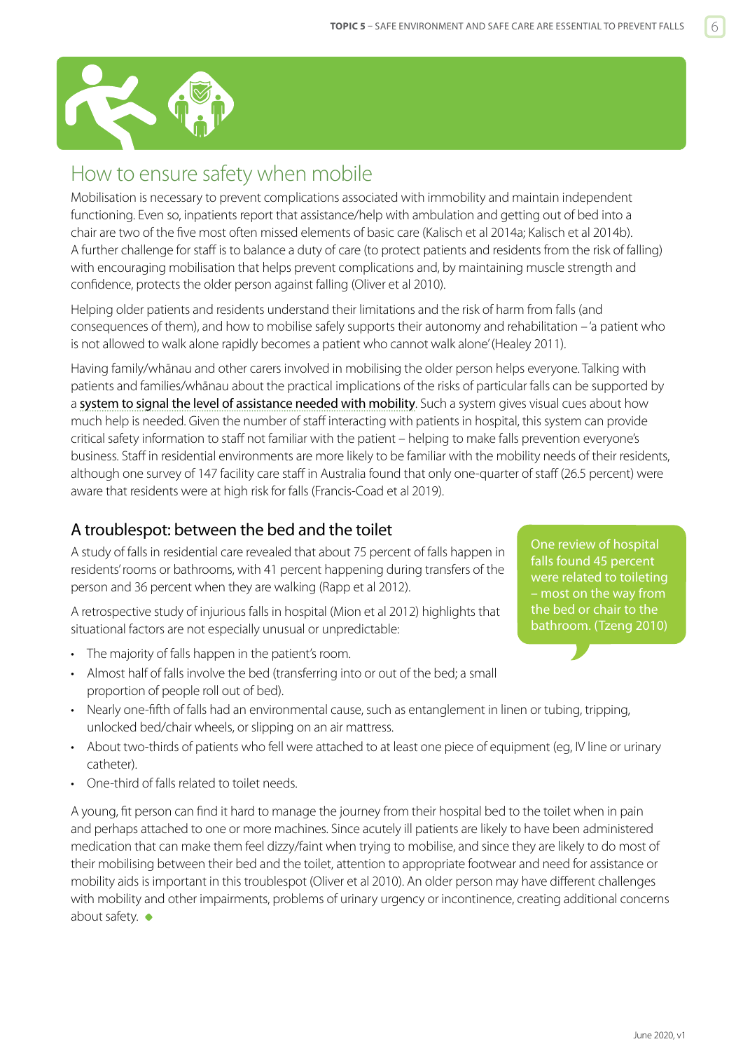## How to ensure safety when mobile

Mobilisation is necessary to prevent complications associated with immobility and maintain independent functioning. Even so, inpatients report that assistance/help with ambulation and getting out of bed into a chair are two of the five most often missed elements of basic care (Kalisch et al 2014a; Kalisch et al 2014b). A further challenge for staff is to balance a duty of care (to protect patients and residents from the risk of falling) with encouraging mobilisation that helps prevent complications and, by maintaining muscle strength and confidence, protects the older person against falling (Oliver et al 2010).

Helping older patients and residents understand their limitations and the risk of harm from falls (and consequences of them), and how to mobilise safely supports their autonomy and rehabilitation – 'a patient who is not allowed to walk alone rapidly becomes a patient who cannot walk alone' (Healey 2011).

Having family/whānau and other carers involved in mobilising the older person helps everyone. Talking with patients and families/whānau about the practical implications of the risks of particular falls can be supported by a system to signal the level of assistance needed with mobility. Such a system gives visual cues about how much help is needed. Given the number of staff interacting with patients in hospital, this system can provide critical safety information to staff not familiar with the patient – helping to make falls prevention everyone's business. Staff in residential environments are more likely to be familiar with the mobility needs of their residents, although one survey of 147 facility care staff in Australia found that only one-quarter of staff (26.5 percent) were aware that residents were at high risk for falls (Francis-Coad et al 2019).

### A troublespot: between the bed and the toilet

A study of falls in residential care revealed that about 75 percent of falls happen in residents' rooms or bathrooms, with 41 percent happening during transfers of the person and 36 percent when they are walking (Rapp et al 2012).

A retrospective study of injurious falls in hospital (Mion et al 2012) highlights that situational factors are not especially unusual or unpredictable:

- The majority of falls happen in the patient's room.
- Almost half of falls involve the bed (transferring into or out of the bed; a small proportion of people roll out of bed).
- Nearly one-fifth of falls had an environmental cause, such as entanglement in linen or tubing, tripping, unlocked bed/chair wheels, or slipping on an air mattress.
- About two-thirds of patients who fell were attached to at least one piece of equipment (eg, IV line or urinary catheter).
- One-third of falls related to toilet needs.

> One review of hospital falls found 45 percent were related to toileting – most on the way from the bed or chair to the bathroom. (Tzeng 2010)

A young, fit person can find it hard to manage the journey from their hospital bed to the toilet when in pain and perhaps attached to one or more machines. Since acutely ill patients are likely to have been administered medication that can make them feel dizzy/faint when trying to mobilise, and since they are likely to do most of their mobilising between their bed and the toilet, attention to appropriate footwear and need for assistance or mobility aids is important in this troublespot (Oliver et al 2010). An older person may have different challenges with mobility and other impairments, problems of urinary urgency or incontinence, creating additional concerns about safety.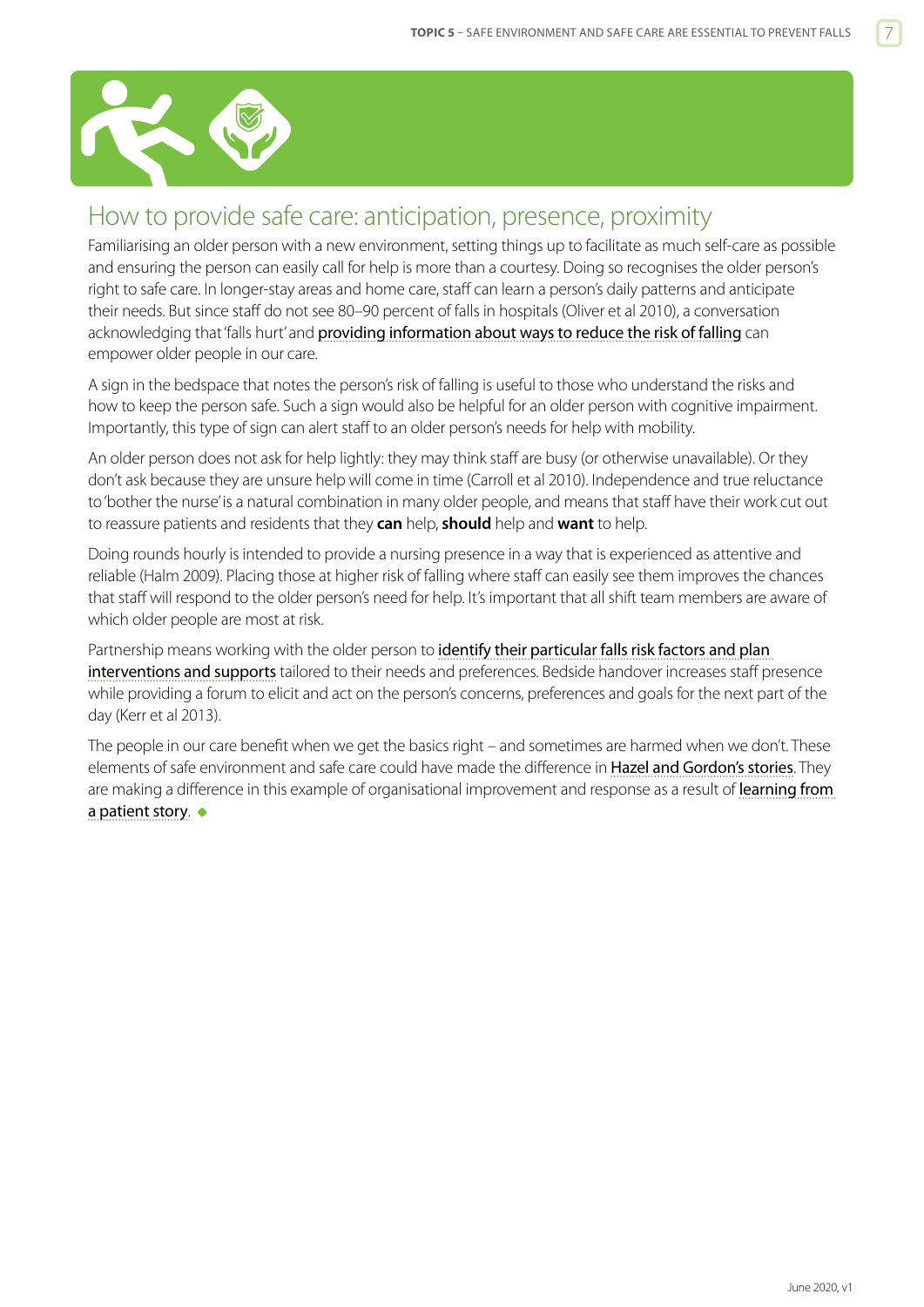## How to provide safe care: anticipation, presence, proximity

Familiarising an older person with a new environment, setting things up to facilitate as much self-care as possible and ensuring the person can easily call for help is more than a courtesy. Doing so recognises the older person's right to safe care. In longer-stay areas and home care, staff can learn a person's daily patterns and anticipate their needs. But since staff do not see 80–90 percent of falls in hospitals (Oliver et al 2010), a conversation acknowledging that 'falls hurt' and providing information about ways to reduce the risk of falling can empower older people in our care.

A sign in the bedspace that notes the person's risk of falling is useful to those who understand the risks and how to keep the person safe. Such a sign would also be helpful for an older person with cognitive impairment. Importantly, this type of sign can alert staff to an older person's needs for help with mobility.

An older person does not ask for help lightly: they may think staff are busy (or otherwise unavailable). Or they don't ask because they are unsure help will come in time (Carroll et al 2010). Independence and true reluctance to 'bother the nurse' is a natural combination in many older people, and means that staff have their work cut out to reassure patients and residents that they **can** help, **should** help and **want** to help.

Doing rounds hourly is intended to provide a nursing presence in a way that is experienced as attentive and reliable (Halm 2009). Placing those at higher risk of falling where staff can easily see them improves the chances that staff will respond to the older person's need for help. It's important that all shift team members are aware of which older people are most at risk.

Partnership means working with the older person to identify their particular falls risk factors and plan interventions and supports tailored to their needs and preferences. Bedside handover increases staff presence while providing a forum to elicit and act on the person's concerns, preferences and goals for the next part of the day (Kerr et al 2013).

The people in our care benefit when we get the basics right – and sometimes are harmed when we don't. These elements of safe environment and safe care could have made the difference in Hazel and Gordon's stories. They are making a difference in this example of organisational improvement and response as a result of learning from a patient story. ◆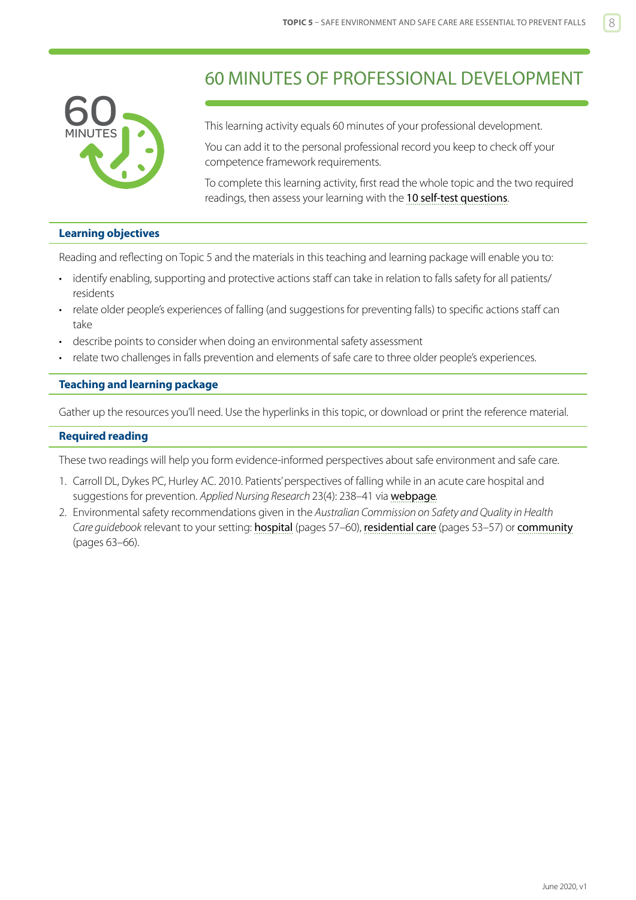# 60 MINUTES OF PROFESSIONAL DEVELOPMENT

This learning activity equals 60 minutes of your professional development.

You can add it to the personal professional record you keep to check off your competence framework requirements.

To complete this learning activity, first read the whole topic and the two required readings, then assess your learning with the 10 self-test questions.

## Learning objectives

Reading and reflecting on Topic 5 and the materials in this teaching and learning package will enable you to:

- identify enabling, supporting and protective actions staff can take in relation to falls safety for all patients/ residents
- relate older people's experiences of falling (and suggestions for preventing falls) to specific actions staff can take
- describe points to consider when doing an environmental safety assessment
- relate two challenges in falls prevention and elements of safe care to three older people's experiences.

## Teaching and learning package

Gather up the resources you'll need. Use the hyperlinks in this topic, or download or print the reference material.

## Required reading

These two readings will help you form evidence-informed perspectives about safe environment and safe care.

1. Carroll DL, Dykes PC, Hurley AC. 2010. Patients' perspectives of falling while in an acute care hospital and suggestions for prevention. *Applied Nursing Research* 23(4): 238–41 via webpage.
2. Environmental safety recommendations given in the *Australian Commission on Safety and Quality in Health Care guidebook* relevant to your setting: hospital (pages 57–60), residential care (pages 53–57) or community (pages 63–66).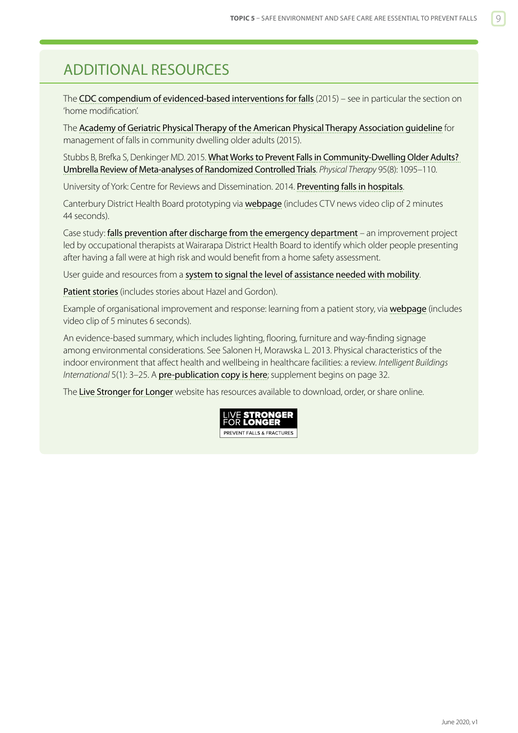## ADDITIONAL RESOURCES

The CDC compendium of evidenced-based interventions for falls (2015) – see in particular the section on 'home modification'.

The Academy of Geriatric Physical Therapy of the American Physical Therapy Association guideline for management of falls in community dwelling older adults (2015).

Stubbs B, Brefka S, Denkinger MD. 2015. What Works to Prevent Falls in Community-Dwelling Older Adults? Umbrella Review of Meta-analyses of Randomized Controlled Trials. *Physical Therapy* 95(8): 1095–110.

University of York: Centre for Reviews and Dissemination. 2014. Preventing falls in hospitals.

Canterbury District Health Board prototyping via webpage (includes CTV news video clip of 2 minutes 44 seconds).

Case study: falls prevention after discharge from the emergency department – an improvement project led by occupational therapists at Wairarapa District Health Board to identify which older people presenting after having a fall were at high risk and would benefit from a home safety assessment.

User guide and resources from a system to signal the level of assistance needed with mobility.

Patient stories (includes stories about Hazel and Gordon).

Example of organisational improvement and response: learning from a patient story, via webpage (includes video clip of 5 minutes 6 seconds).

An evidence-based summary, which includes lighting, flooring, furniture and way-finding signage among environmental considerations. See Salonen H, Morawska L. 2013. Physical characteristics of the indoor environment that affect health and wellbeing in healthcare facilities: a review. *Intelligent Buildings International* 5(1): 3–25. A pre-publication copy is here; supplement begins on page 32.

The Live Stronger for Longer website has resources available to download, order, or share online.

LIVE STRONGER FOR LONGER
PREVENT FALLS & FRACTURES

June 2020, v1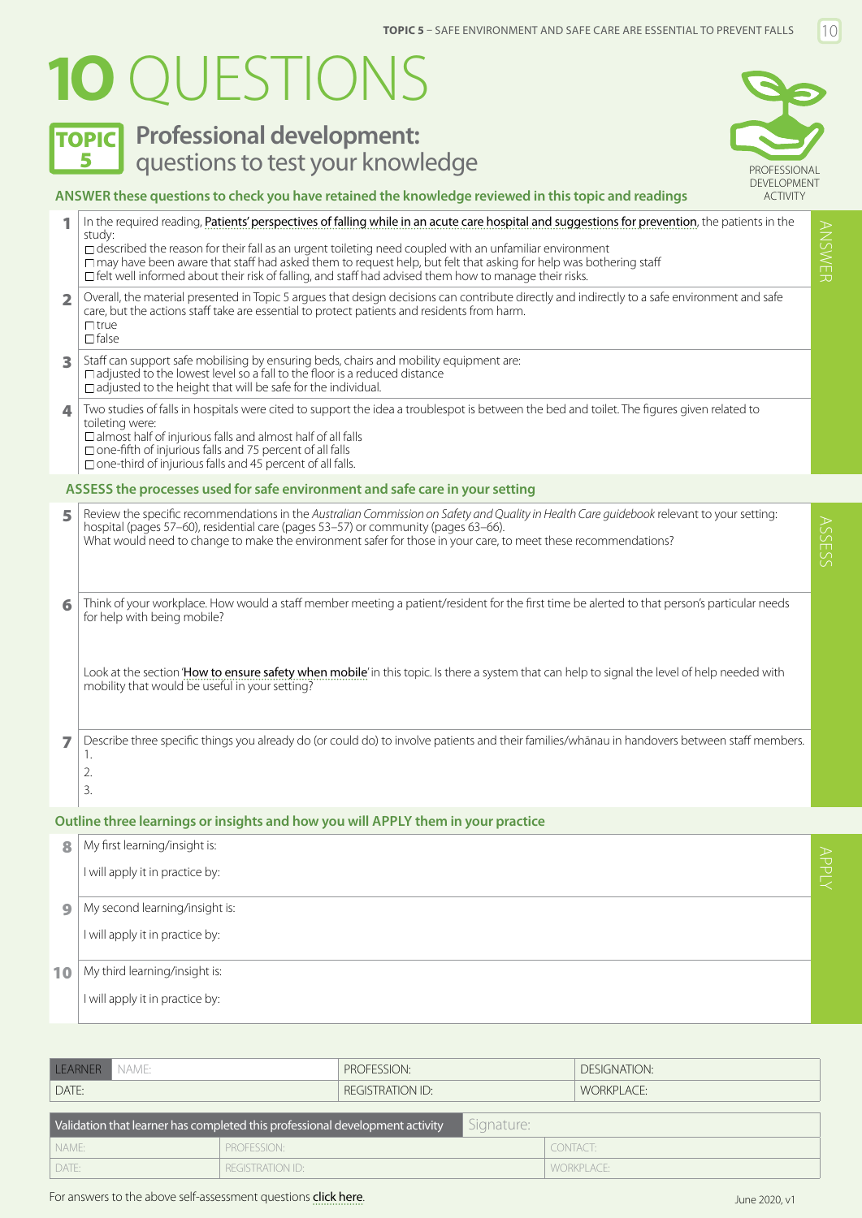# 10 QUESTIONS

## TOPIC 5 Professional development: questions to test your knowledge

PROFESSIONAL DEVELOPMENT ACTIVITY

**ANSWER these questions to check you have retained the knowledge reviewed in this topic and readings**

ANSWER

**1** In the required reading, Patients' perspectives of falling while in an acute care hospital and suggestions for prevention, the patients in the study:

- ☐ described the reason for their fall as an urgent toileting need coupled with an unfamiliar environment
- ☐ may have been aware that staff had asked them to request help, but felt that asking for help was bothering staff
- ☐ felt well informed about their risk of falling, and staff had advised them how to manage their risks.

**2** Overall, the material presented in Topic 5 argues that design decisions can contribute directly and indirectly to a safe environment and safe care, but the actions staff take are essential to protect patients and residents from harm.

- ☐ true
- ☐ false

**3** Staff can support safe mobilising by ensuring beds, chairs and mobility equipment are:

- ☐ adjusted to the lowest level so a fall to the floor is a reduced distance
- ☐ adjusted to the height that will be safe for the individual.

**4** Two studies of falls in hospitals were cited to support the idea a troublespot is between the bed and toilet. The figures given related to toileting were:

- ☐ almost half of injurious falls and almost half of all falls
- ☐ one-fifth of injurious falls and 75 percent of all falls
- ☐ one-third of injurious falls and 45 percent of all falls.

**ASSESS the processes used for safe environment and safe care in your setting**

ASSESS

**5** Review the specific recommendations in the *Australian Commission on Safety and Quality in Health Care guidebook* relevant to your setting: hospital (pages 57–60), residential care (pages 53–57) or community (pages 63–66).
What would need to change to make the environment safer for those in your care, to meet these recommendations?

**6** Think of your workplace. How would a staff member meeting a patient/resident for the first time be alerted to that person's particular needs for help with being mobile?

Look at the section 'How to ensure safety when mobile' in this topic. Is there a system that can help to signal the level of help needed with mobility that would be useful in your setting?

**7** Describe three specific things you already do (or could do) to involve patients and their families/whānau in handovers between staff members.

1.
2.
3.

**Outline three learnings or insights and how you will APPLY them in your practice**

APPLY

**8** My first learning/insight is:

I will apply it in practice by:

**9** My second learning/insight is:

I will apply it in practice by:

**10** My third learning/insight is:

I will apply it in practice by:

| LEARNER NAME: | PROFESSION: | DESIGNATION: |
|---|---|---|
| DATE: | REGISTRATION ID: | WORKPLACE: |

| Validation that learner has completed this professional development activity | | Signature: |
|---|---|---|
| NAME: | PROFESSION: | CONTACT: |
| DATE: | REGISTRATION ID: | WORKPLACE: |

For answers to the above self-assessment questions click here.

June 2020, v1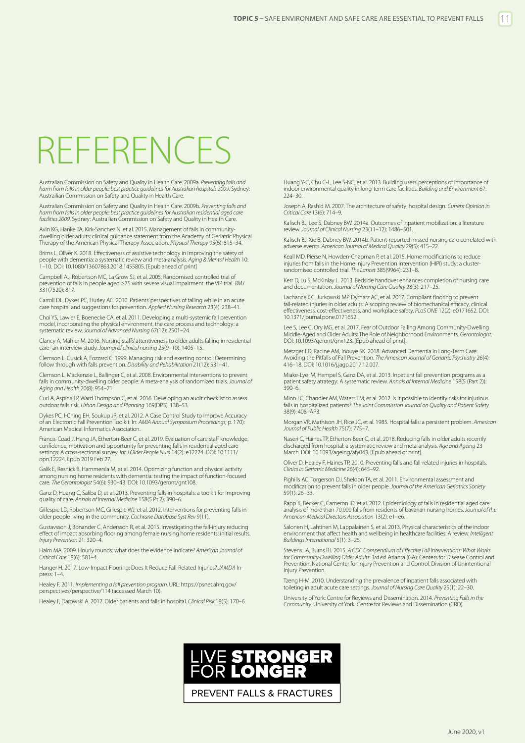# REFERENCES

Australian Commission on Safety and Quality in Health Care. 2009a. *Preventing falls and harm from falls in older people: best practice guidelines for Australian hospitals 2009*. Sydney: Austrailian Commission on Safety and Quality in Health Care.

Australian Commission on Safety and Quality in Health Care. 2009b. *Preventing falls and harm from falls in older people: best practice guidelines for Australian residential aged care facilities 2009*. Sydney: Austrailian Commission on Safety and Quality in Health Care.

Avin KG, Hanke TA, Kirk-Sanchez N, et al. 2015. Management of falls in community-dwelling older adults: clinical guidance statement from the Academy of Geriatric Physical Therapy of the American Physical Therapy Association. *Physical Therapy* 95(6): 815–34.

Brims L, Oliver K. 2018. Effectiveness of assistive technology in improving the safety of people with dementia: a systematic review and meta-analysis. *Aging & Mental Health* 10: 1–10. DOI: 10.1080/13607863.2018.1455805. [Epub ahead of print]

Campbell AJ, Robertson MC, La Grow SJ, et al. 2005. Randomised controlled trial of prevention of falls in people aged ≥75 with severe visual impairment: the VIP trial. *BMJ* 331(7520): 817.

Carroll DL, Dykes PC, Hurley AC. 2010. Patients' perspectives of falling while in an acute care hospital and suggestions for prevention. *Applied Nursing Research* 23(4): 238–41.

Choi YS, Lawler E, Boenecke CA, et al. 2011. Developing a multi-systemic fall prevention model, incorporating the physical environment, the care process and technology: a systematic review. *Journal of Advanced Nursing* 67(12): 2501–24.

Clancy A, Mahler M. 2016. Nursing staffs' attentiveness to older adults falling in residential care–an interview study. *Journal of clinical nursing* 25(9–10): 1405–15.

Clemson L, Cusick A, Fozzard C. 1999. Managing risk and exerting control: Determining follow through with falls prevention. *Disability and Rehabilitation* 21(12): 531–41.

Clemson L, Mackenzie L, Ballinger C, et al. 2008. Environmental interventions to prevent falls in community-dwelling older people: A meta-analysis of randomized trials. *Journal of Aging and Health* 20(8): 954–71.

Curl A, Aspinall P, Ward Thompson C, et al. 2016. Developing an audit checklist to assess outdoor falls risk. *Urban Design and Planning* 169(DP3): 138–53.

Dykes PC, I-Ching EH, Soukup JR, et al. 2012. A Case Control Study to Improve Accuracy of an Electronic Fall Prevention Toolkit. In: *AMIA Annual Symposium Proceedings*, p. 170): American Medical Informatics Association.

Francis-Coad J, Hang JA, Etherton-Beer C, et al. 2019. Evaluation of care staff knowledge, confidence, motivation and opportunity for preventing falls in residential aged care settings: A cross-sectional survey. *Int J Older People Nurs* 14(2): e12224. DOI: 10.1111/opn.12224. Epub 2019 Feb 27.

Galik E, Resnick B, Hammersla M, et al. 2014. Optimizing function and physical activity among nursing home residents with dementia: testing the impact of function-focused care. *The Gerontologist* 54(6): 930–43. DOI: 10.1093/geront/gnt108.

Ganz D, Huang C, Saliba D, et al. 2013. Preventing falls in hospitals: a toolkit for improving quality of care. *Annals of Internal Medicine* 158(5 Pt 2): 390–6.

Gillespie LD, Robertson MC, Gillespie WJ, et al. 2012. Interventions for preventing falls in older people living in the community. *Cochrane Database Syst Rev* 9(11).

Gustavsson J, Bonander C, Andersson R, et al. 2015. Investigating the fall-injury reducing effect of impact absorbing flooring among female nursing home residents: initial results. *Injury Prevention* 21: 320–4.

Halm MA. 2009. Hourly rounds: what does the evidence indicate? *American Journal of Critical Care* 18(6): 581–4.

Hanger H. 2017. Low-Impact Flooring: Does It Reduce Fall-Related Injuries? *JAMDA* In-press: 1–4.

Healey F. 2011. *Implementing a fall prevention program*. URL: https://psnet.ahrq.gov/perspectives/perspective/114 (accessed March 10).

Healey F, Darowski A. 2012. Older patients and falls in hospital. *Clinical Risk* 18(5): 170–6.

Huang Y-C, Chu C-L, Lee S-NC, et al. 2013. Building users' perceptions of importance of indoor environmental quality in long-term care facilities. *Building and Environment* 67: 224–30.

Joseph A, Rashid M. 2007. The architecture of safety: hospital design. *Current Opinion in Critical Care* 13(6): 714–9.

Kalisch BJ, Lee S, Dabney BW. 2014a. Outcomes of inpatient mobilization: a literature review. *Journal of Clinical Nursing* 23(11–12): 1486–501.

Kalisch BJ, Xie B, Dabney BW. 2014b. Patient-reported missed nursing care correlated with adverse events. *American Journal of Medical Quality* 29(5): 415–22.

Keall MD, Pierse N, Howden-Chapman P, et al. 2015. Home modifications to reduce injuries from falls in the Home Injury Prevention Intervention (HIPI) study: a cluster-randomised controlled trial. *The Lancet* 385(9964): 231–8.

Kerr D, Lu S, McKinlay L. 2013. Bedside handover enhances completion of nursing care and documentation. *Journal of Nursing Care Quality* 28(3): 217–25.

Lachance CC, Jurkowski MP, Dymarz AC, et al. 2017. Compliant flooring to prevent fall-related injuries in older adults: A scoping review of biomechanical efficacy, clinical effectiveness, cost-effectiveness, and workplace safety. *PLoS ONE* 12(2): e0171652. DOI: 10.1371/journal.pone.0171652.

Lee S, Lee C, Ory MG, et al. 2017. Fear of Outdoor Falling Among Community-Dwelling Middle-Aged and Older Adults: The Role of Neighborhood Environments. *Gerontologist*. DOI: 10.1093/geront/gnx123. [Epub ahead of print].

Metzger ED, Racine AM, Inouye SK. 2018. Advanced Dementia in Long-Term Care: Avoiding the Pitfalls of Fall Prevention. *The American Journal of Geriatric Psychiatry* 26(4): 416–18. DOI: 10.1016/j.jagp.2017.12.007.

Miake-Lye IM, Hempel S, Ganz DA, et al. 2013. Inpatient fall prevention programs as a patient safety atrategy: A systematic review. *Annals of Internal Medicine* 158(5 (Part 2)): 390–6.

Mion LC, Chandler AM, Waters TM, et al. 2012. Is it possible to identify risks for injurious falls in hospitalized patients? *The Joint Commission Journal on Quality and Patient Safety* 38(9): 408–AP3.

Morgan VR, Mathison JH, Rice JC, et al. 1985. Hospital falls: a persistent problem. *American Journal of Public Health* 75(7): 775–7.

Naseri C, Haines TP, Etherton-Beer C, et al. 2018. Reducing falls in older adults recently discharged from hospital: a systematic review and meta-analysis. *Age and Ageing* 23 March. DOI: 10.1093/ageing/afy043. [Epub ahead of print].

Oliver D, Healey F, Haines TP. 2010. Preventing falls and fall-related injuries in hospitals. *Clinics in Geriatric Medicine* 26(4): 645–92.

Pighills AC, Torgerson DJ, Sheldon TA, et al. 2011. Environmental assessment and modification to prevent falls in older people. *Journal of the American Geriatrics Society* 59(1): 26–33.

Rapp K, Becker C, Cameron ID, et al. 2012. Epidemiology of falls in residential aged care: analysis of more than 70,000 falls from residents of bavarian nursing homes. *Journal of the American Medical Directors Association* 13(2): e1–e6.

Salonen H, Lahtinen M, Lappalainen S, et al. 2013. Physical characteristics of the indoor environment that affect health and wellbeing in healthcare facilities: A review. *Intelligent Buildings International* 5(1): 3–25.

Stevens JA, Burns BJ. 2015. *A CDC Compendium of Effective Fall Interventions: What Works for Community-Dwelling Older Adults. 3rd ed.* Atlanta (GA): Centers for Disease Control and Prevention. National Center for Injury Prevention and Control. Division of Unintentional Injury Prevention.

Tzeng H-M. 2010. Understanding the prevalence of inpatient falls associated with toileting in adult acute care settings. *Journal of Nursing Care Quality* 25(1): 22–30.

University of York: Centre for Reviews and Dissemination. 2014. *Preventing Falls in the Community*. University of York: Centre for Reviews and Dissemination (CRD).

LIVE STRONGER FOR LONGER

PREVENT FALLS & FRACTURES

June 2020, v1